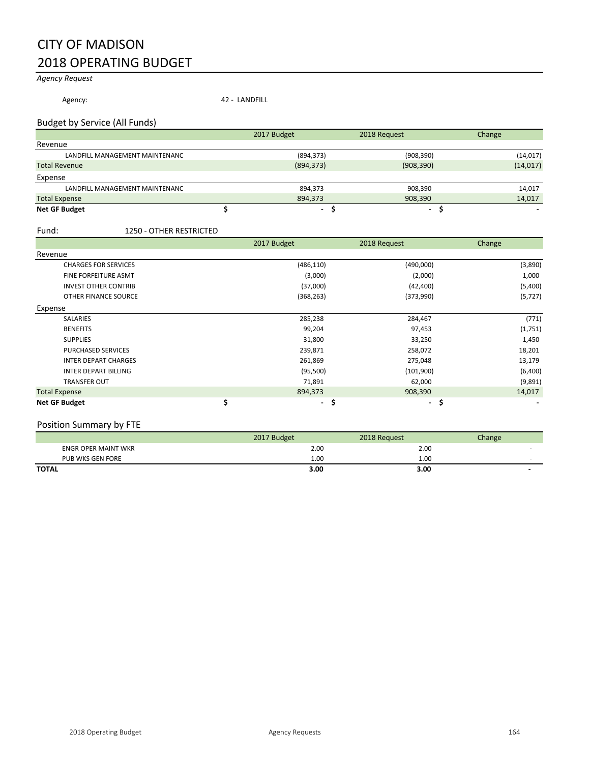# CITY OF MADISON
# 2018 OPERATING BUDGET

*Agency Request*

Agency: 42 - LANDFILL

## Budget by Service (All Funds)

| | 2017 Budget | 2018 Request | Change |
|---|---|---|---|
| **Revenue** | | | |
| LANDFILL MANAGEMENT MAINTENANC | (894,373) | (908,390) | (14,017) |
| Total Revenue | (894,373) | (908,390) | (14,017) |
| **Expense** | | | |
| LANDFILL MANAGEMENT MAINTENANC | 894,373 | 908,390 | 14,017 |
| Total Expense | 894,373 | 908,390 | 14,017 |
| **Net GF Budget** | $ - | $ - | $ - |

Fund: 1250 - OTHER RESTRICTED

| | 2017 Budget | 2018 Request | Change |
|---|---|---|---|
| **Revenue** | | | |
| CHARGES FOR SERVICES | (486,110) | (490,000) | (3,890) |
| FINE FORFEITURE ASMT | (3,000) | (2,000) | 1,000 |
| INVEST OTHER CONTRIB | (37,000) | (42,400) | (5,400) |
| OTHER FINANCE SOURCE | (368,263) | (373,990) | (5,727) |
| **Expense** | | | |
| SALARIES | 285,238 | 284,467 | (771) |
| BENEFITS | 99,204 | 97,453 | (1,751) |
| SUPPLIES | 31,800 | 33,250 | 1,450 |
| PURCHASED SERVICES | 239,871 | 258,072 | 18,201 |
| INTER DEPART CHARGES | 261,869 | 275,048 | 13,179 |
| INTER DEPART BILLING | (95,500) | (101,900) | (6,400) |
| TRANSFER OUT | 71,891 | 62,000 | (9,891) |
| Total Expense | 894,373 | 908,390 | 14,017 |
| **Net GF Budget** | $ - | $ - | $ - |

## Position Summary by FTE

| | 2017 Budget | 2018 Request | Change |
|---|---|---|---|
| ENGR OPER MAINT WKR | 2.00 | 2.00 | - |
| PUB WKS GEN FORE | 1.00 | 1.00 | - |
| **TOTAL** | **3.00** | **3.00** | **-** |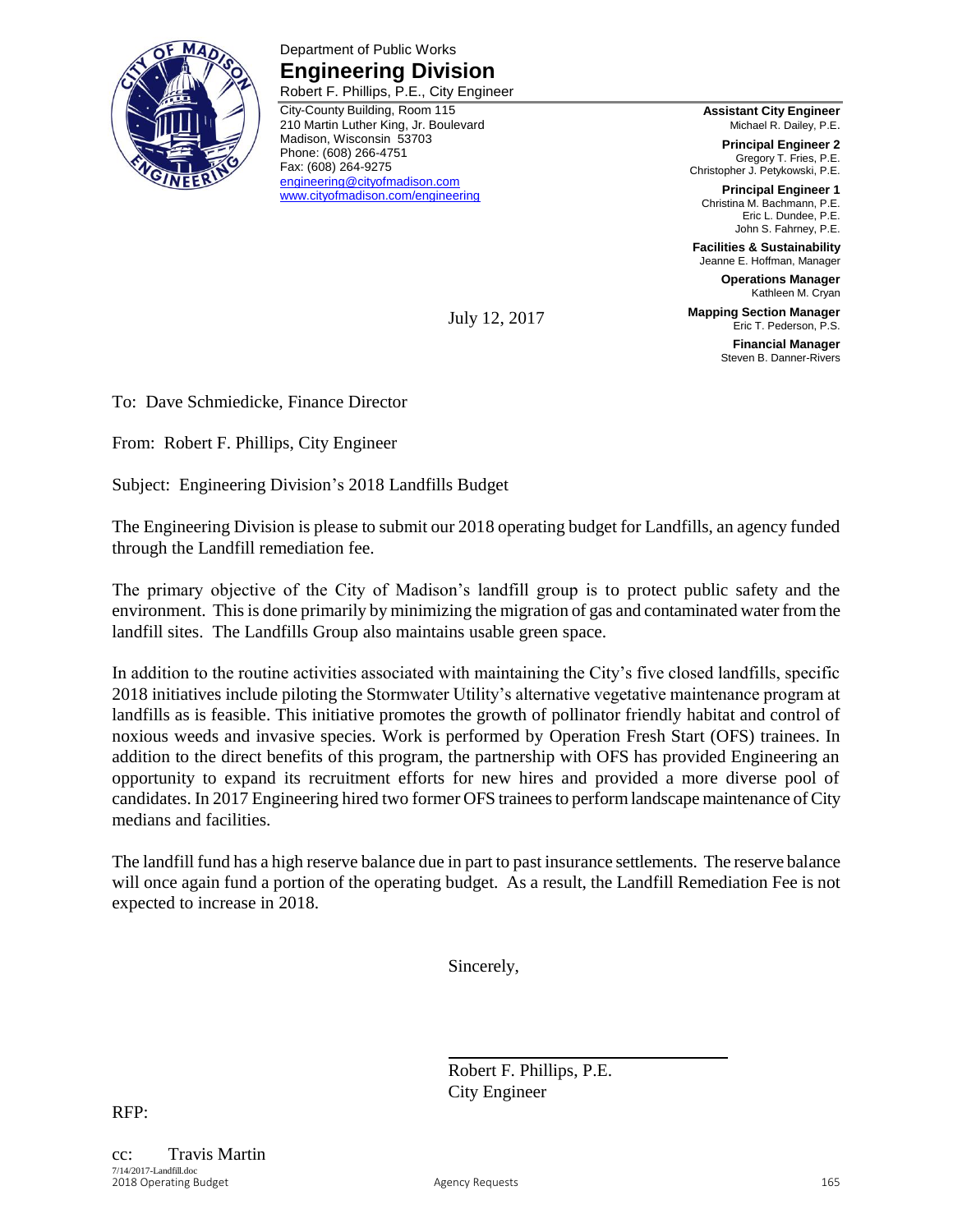Department of Public Works

# Engineering Division

Robert F. Phillips, P.E., City Engineer

City-County Building, Room 115
210 Martin Luther King, Jr. Boulevard
Madison, Wisconsin 53703
Phone: (608) 266-4751
Fax: (608) 264-9275
engineering@cityofmadison.com
www.cityofmadison.com/engineering

**Assistant City Engineer**
Michael R. Dailey, P.E.

**Principal Engineer 2**
Gregory T. Fries, P.E.
Christopher J. Petykowski, P.E.

**Principal Engineer 1**
Christina M. Bachmann, P.E.
Eric L. Dundee, P.E.
John S. Fahrney, P.E.

**Facilities & Sustainability**
Jeanne E. Hoffman, Manager

**Operations Manager**
Kathleen M. Cryan

**Mapping Section Manager**
Eric T. Pederson, P.S.

**Financial Manager**
Steven B. Danner-Rivers

July 12, 2017

To: Dave Schmiedicke, Finance Director

From: Robert F. Phillips, City Engineer

Subject: Engineering Division's 2018 Landfills Budget

The Engineering Division is please to submit our 2018 operating budget for Landfills, an agency funded through the Landfill remediation fee.

The primary objective of the City of Madison's landfill group is to protect public safety and the environment. This is done primarily by minimizing the migration of gas and contaminated water from the landfill sites. The Landfills Group also maintains usable green space.

In addition to the routine activities associated with maintaining the City's five closed landfills, specific 2018 initiatives include piloting the Stormwater Utility's alternative vegetative maintenance program at landfills as is feasible. This initiative promotes the growth of pollinator friendly habitat and control of noxious weeds and invasive species. Work is performed by Operation Fresh Start (OFS) trainees. In addition to the direct benefits of this program, the partnership with OFS has provided Engineering an opportunity to expand its recruitment efforts for new hires and provided a more diverse pool of candidates. In 2017 Engineering hired two former OFS trainees to perform landscape maintenance of City medians and facilities.

The landfill fund has a high reserve balance due in part to past insurance settlements. The reserve balance will once again fund a portion of the operating budget. As a result, the Landfill Remediation Fee is not expected to increase in 2018.

Sincerely,

Robert F. Phillips, P.E.
City Engineer

RFP:

cc: Travis Martin

7/14/2017-Landfill.doc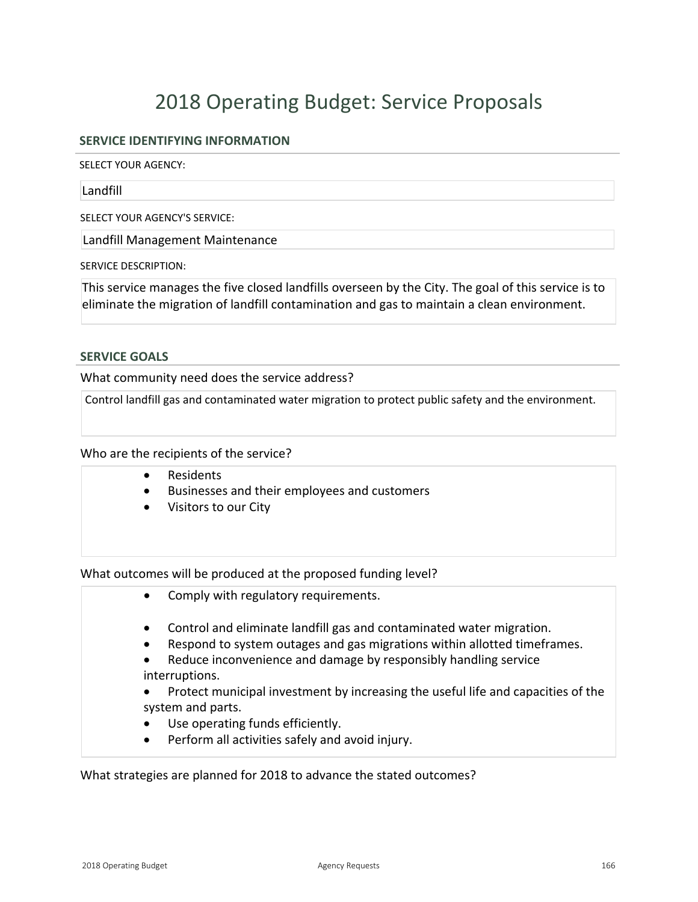# 2018 Operating Budget: Service Proposals

## SERVICE IDENTIFYING INFORMATION

SELECT YOUR AGENCY:

Landfill

SELECT YOUR AGENCY'S SERVICE:

Landfill Management Maintenance

SERVICE DESCRIPTION:

This service manages the five closed landfills overseen by the City. The goal of this service is to eliminate the migration of landfill contamination and gas to maintain a clean environment.

## SERVICE GOALS

What community need does the service address?

Control landfill gas and contaminated water migration to protect public safety and the environment.

Who are the recipients of the service?

- Residents
- Businesses and their employees and customers
- Visitors to our City

What outcomes will be produced at the proposed funding level?

- Comply with regulatory requirements.
- Control and eliminate landfill gas and contaminated water migration.
- Respond to system outages and gas migrations within allotted timeframes.
- Reduce inconvenience and damage by responsibly handling service interruptions.
- Protect municipal investment by increasing the useful life and capacities of the system and parts.
- Use operating funds efficiently.
- Perform all activities safely and avoid injury.

What strategies are planned for 2018 to advance the stated outcomes?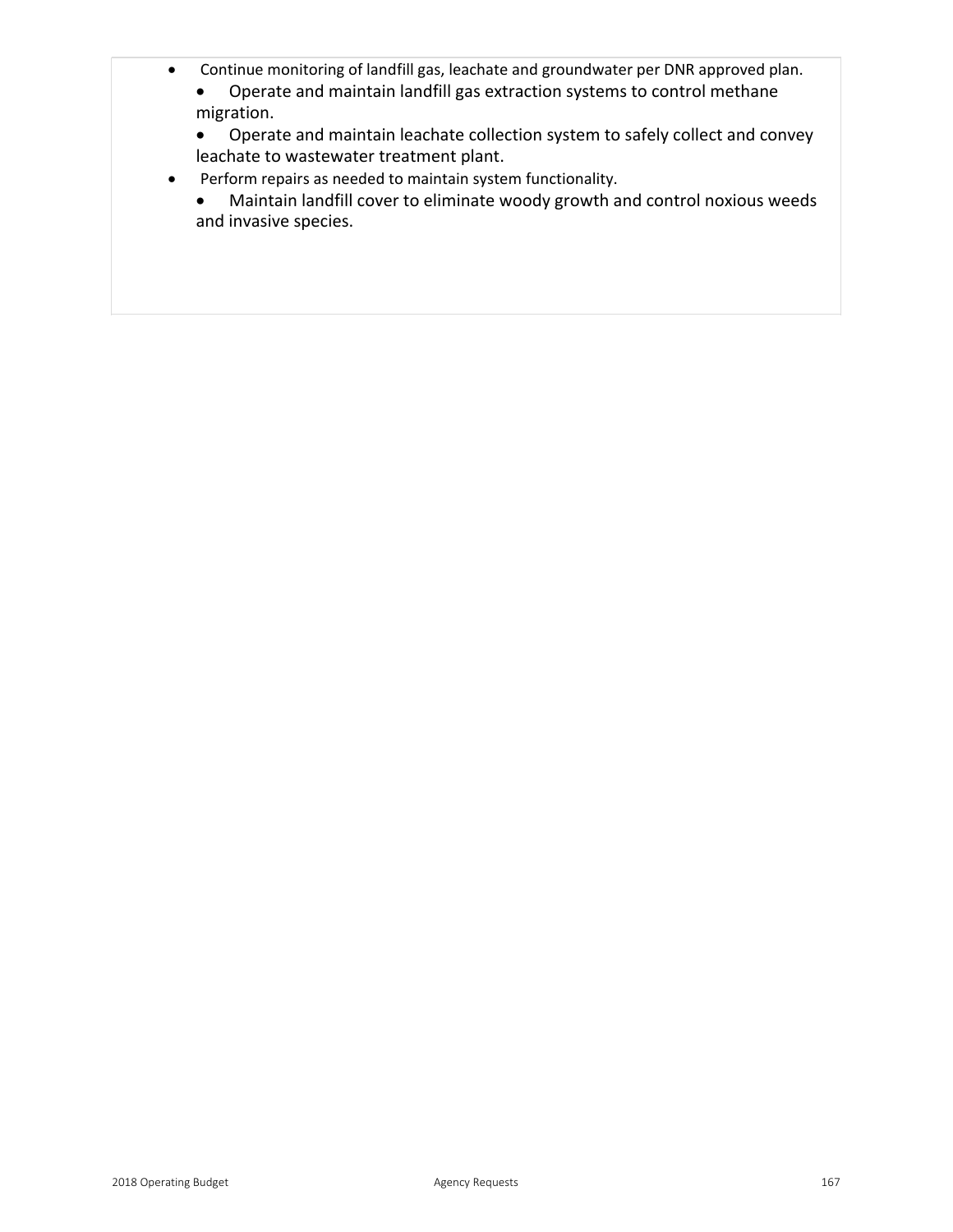- Continue monitoring of landfill gas, leachate and groundwater per DNR approved plan.
  - Operate and maintain landfill gas extraction systems to control methane migration.
  - Operate and maintain leachate collection system to safely collect and convey leachate to wastewater treatment plant.
- Perform repairs as needed to maintain system functionality.
  - Maintain landfill cover to eliminate woody growth and control noxious weeds and invasive species.